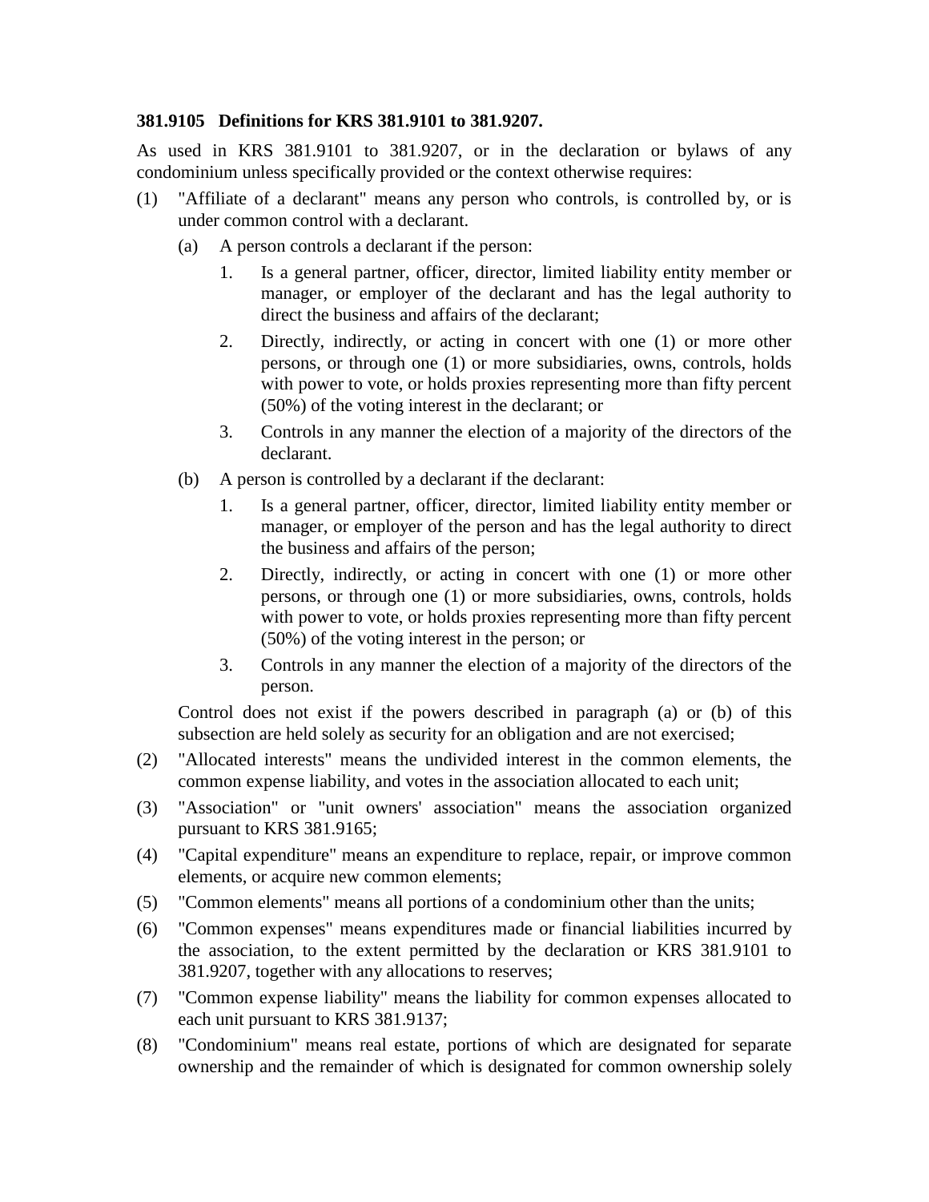**381.9105 Definitions for KRS 381.9101 to 381.9207.**

As used in KRS 381.9101 to 381.9207, or in the declaration or bylaws of any condominium unless specifically provided or the context otherwise requires:

(1) "Affiliate of a declarant" means any person who controls, is controlled by, or is under common control with a declarant.

  (a) A person controls a declarant if the person:

    1. Is a general partner, officer, director, limited liability entity member or manager, or employer of the declarant and has the legal authority to direct the business and affairs of the declarant;

    2. Directly, indirectly, or acting in concert with one (1) or more other persons, or through one (1) or more subsidiaries, owns, controls, holds with power to vote, or holds proxies representing more than fifty percent (50%) of the voting interest in the declarant; or

    3. Controls in any manner the election of a majority of the directors of the declarant.

  (b) A person is controlled by a declarant if the declarant:

    1. Is a general partner, officer, director, limited liability entity member or manager, or employer of the person and has the legal authority to direct the business and affairs of the person;

    2. Directly, indirectly, or acting in concert with one (1) or more other persons, or through one (1) or more subsidiaries, owns, controls, holds with power to vote, or holds proxies representing more than fifty percent (50%) of the voting interest in the person; or

    3. Controls in any manner the election of a majority of the directors of the person.

  Control does not exist if the powers described in paragraph (a) or (b) of this subsection are held solely as security for an obligation and are not exercised;

(2) "Allocated interests" means the undivided interest in the common elements, the common expense liability, and votes in the association allocated to each unit;

(3) "Association" or "unit owners' association" means the association organized pursuant to KRS 381.9165;

(4) "Capital expenditure" means an expenditure to replace, repair, or improve common elements, or acquire new common elements;

(5) "Common elements" means all portions of a condominium other than the units;

(6) "Common expenses" means expenditures made or financial liabilities incurred by the association, to the extent permitted by the declaration or KRS 381.9101 to 381.9207, together with any allocations to reserves;

(7) "Common expense liability" means the liability for common expenses allocated to each unit pursuant to KRS 381.9137;

(8) "Condominium" means real estate, portions of which are designated for separate ownership and the remainder of which is designated for common ownership solely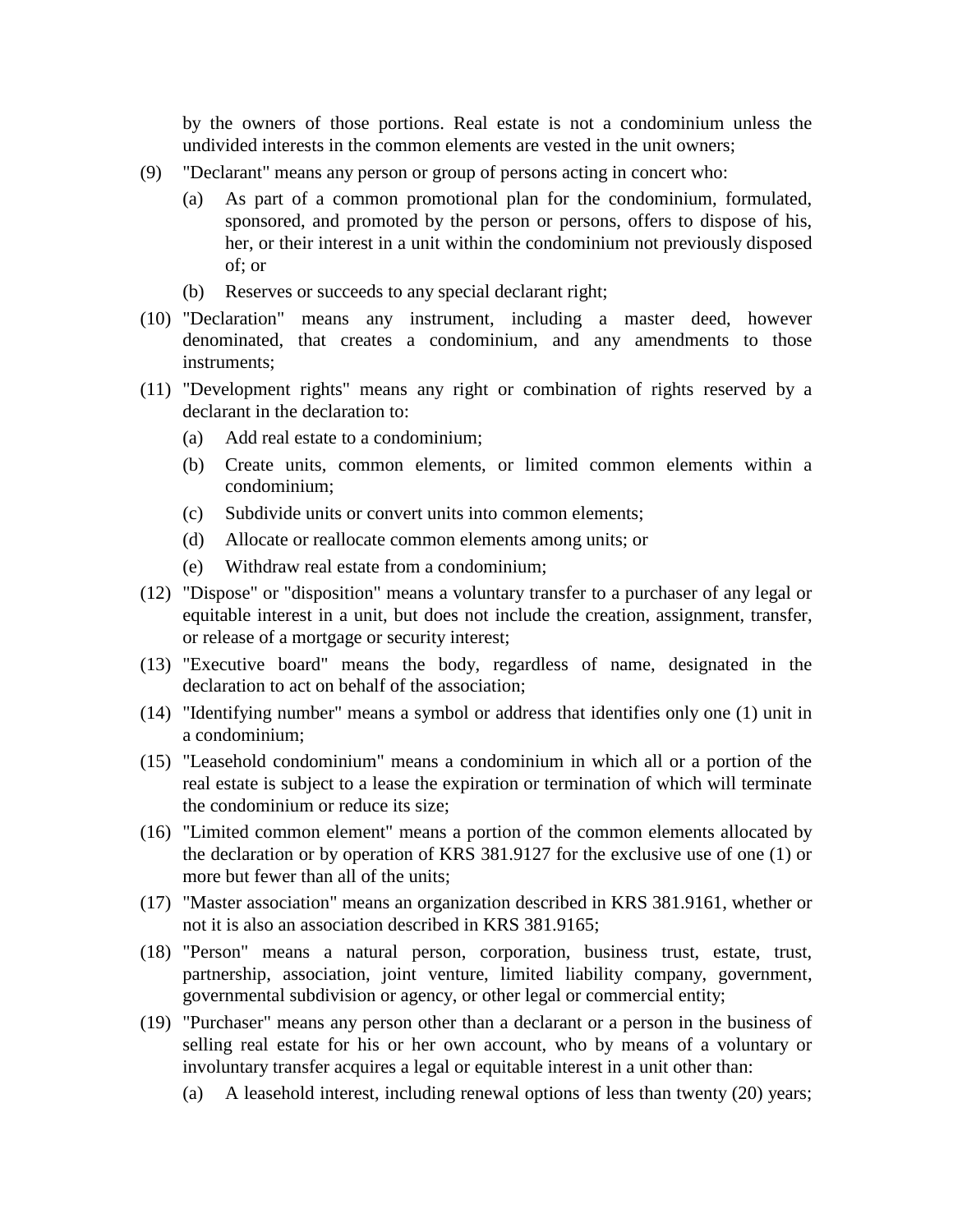by the owners of those portions. Real estate is not a condominium unless the undivided interests in the common elements are vested in the unit owners;

(9) "Declarant" means any person or group of persons acting in concert who:

  (a) As part of a common promotional plan for the condominium, formulated, sponsored, and promoted by the person or persons, offers to dispose of his, her, or their interest in a unit within the condominium not previously disposed of; or

  (b) Reserves or succeeds to any special declarant right;

(10) "Declaration" means any instrument, including a master deed, however denominated, that creates a condominium, and any amendments to those instruments;

(11) "Development rights" means any right or combination of rights reserved by a declarant in the declaration to:

  (a) Add real estate to a condominium;

  (b) Create units, common elements, or limited common elements within a condominium;

  (c) Subdivide units or convert units into common elements;

  (d) Allocate or reallocate common elements among units; or

  (e) Withdraw real estate from a condominium;

(12) "Dispose" or "disposition" means a voluntary transfer to a purchaser of any legal or equitable interest in a unit, but does not include the creation, assignment, transfer, or release of a mortgage or security interest;

(13) "Executive board" means the body, regardless of name, designated in the declaration to act on behalf of the association;

(14) "Identifying number" means a symbol or address that identifies only one (1) unit in a condominium;

(15) "Leasehold condominium" means a condominium in which all or a portion of the real estate is subject to a lease the expiration or termination of which will terminate the condominium or reduce its size;

(16) "Limited common element" means a portion of the common elements allocated by the declaration or by operation of KRS 381.9127 for the exclusive use of one (1) or more but fewer than all of the units;

(17) "Master association" means an organization described in KRS 381.9161, whether or not it is also an association described in KRS 381.9165;

(18) "Person" means a natural person, corporation, business trust, estate, trust, partnership, association, joint venture, limited liability company, government, governmental subdivision or agency, or other legal or commercial entity;

(19) "Purchaser" means any person other than a declarant or a person in the business of selling real estate for his or her own account, who by means of a voluntary or involuntary transfer acquires a legal or equitable interest in a unit other than:

  (a) A leasehold interest, including renewal options of less than twenty (20) years;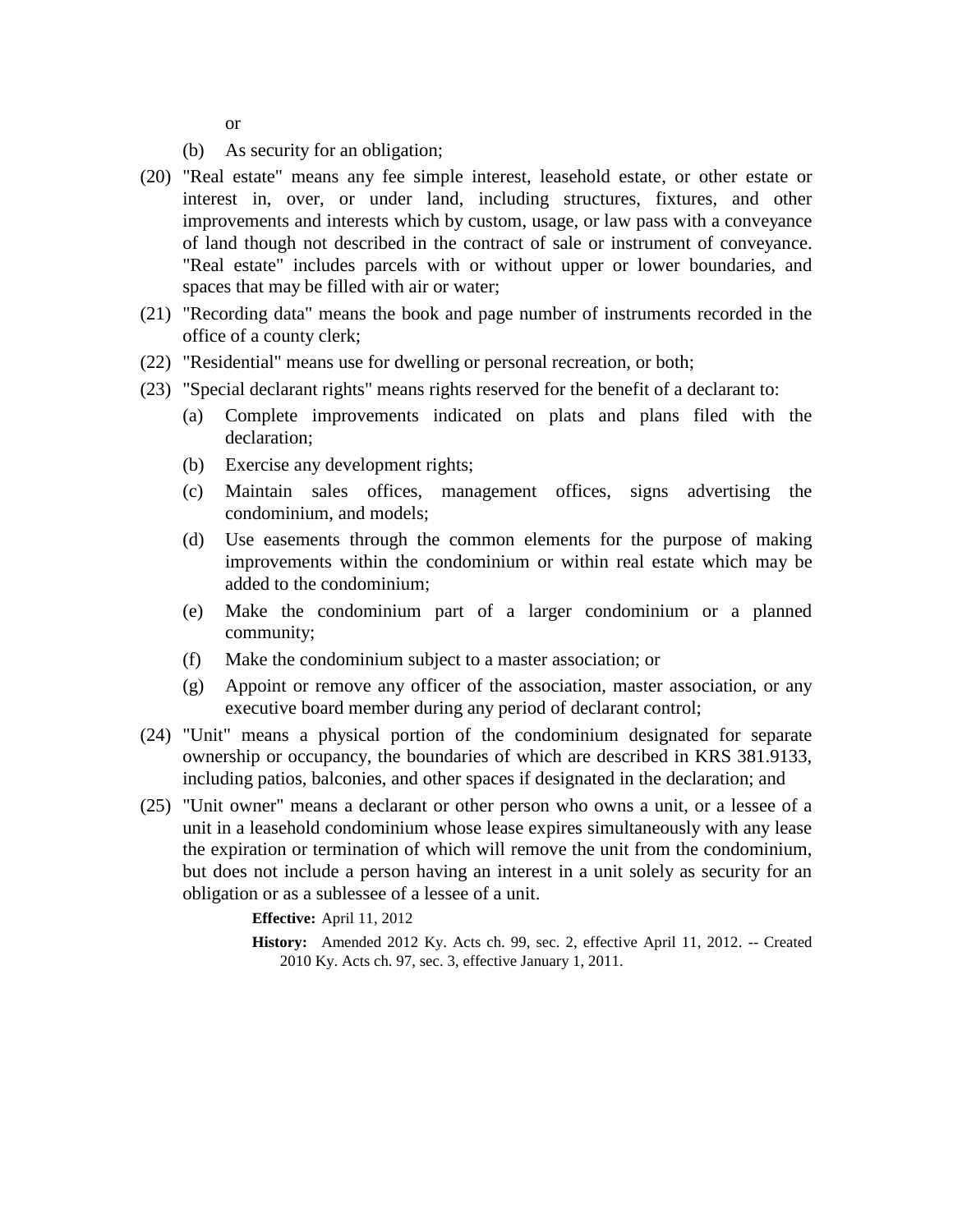or

(b) As security for an obligation;

(20) "Real estate" means any fee simple interest, leasehold estate, or other estate or interest in, over, or under land, including structures, fixtures, and other improvements and interests which by custom, usage, or law pass with a conveyance of land though not described in the contract of sale or instrument of conveyance. "Real estate" includes parcels with or without upper or lower boundaries, and spaces that may be filled with air or water;

(21) "Recording data" means the book and page number of instruments recorded in the office of a county clerk;

(22) "Residential" means use for dwelling or personal recreation, or both;

(23) "Special declarant rights" means rights reserved for the benefit of a declarant to:

(a) Complete improvements indicated on plats and plans filed with the declaration;

(b) Exercise any development rights;

(c) Maintain sales offices, management offices, signs advertising the condominium, and models;

(d) Use easements through the common elements for the purpose of making improvements within the condominium or within real estate which may be added to the condominium;

(e) Make the condominium part of a larger condominium or a planned community;

(f) Make the condominium subject to a master association; or

(g) Appoint or remove any officer of the association, master association, or any executive board member during any period of declarant control;

(24) "Unit" means a physical portion of the condominium designated for separate ownership or occupancy, the boundaries of which are described in KRS 381.9133, including patios, balconies, and other spaces if designated in the declaration; and

(25) "Unit owner" means a declarant or other person who owns a unit, or a lessee of a unit in a leasehold condominium whose lease expires simultaneously with any lease the expiration or termination of which will remove the unit from the condominium, but does not include a person having an interest in a unit solely as security for an obligation or as a sublessee of a lessee of a unit.

**Effective:** April 11, 2012

**History:** Amended 2012 Ky. Acts ch. 99, sec. 2, effective April 11, 2012. -- Created 2010 Ky. Acts ch. 97, sec. 3, effective January 1, 2011.